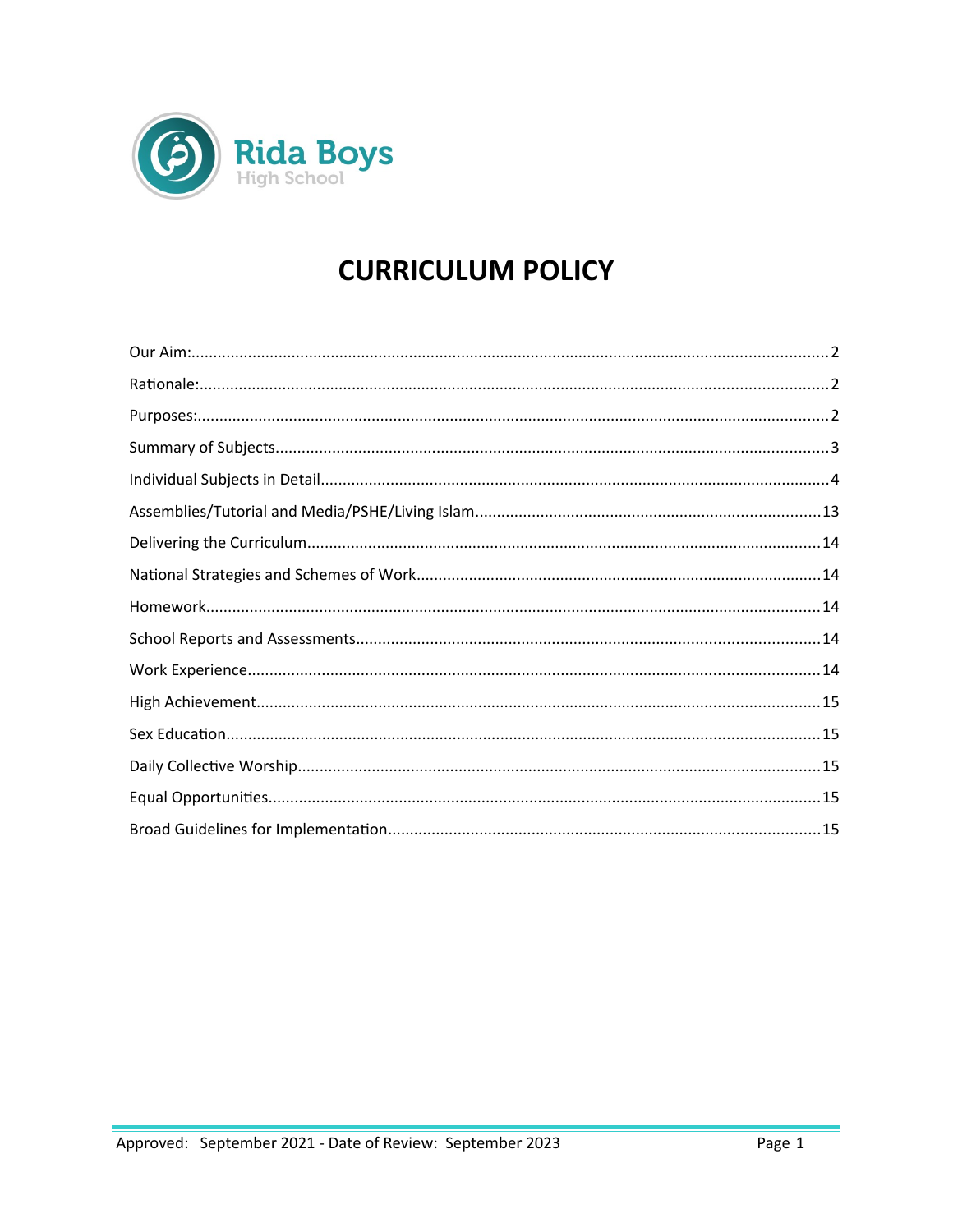Rida Boys
High School

# CURRICULUM POLICY

Our Aim: 2
Rationale: 2
Purposes: 2
Summary of Subjects 3
Individual Subjects in Detail 4
Assemblies/Tutorial and Media/PSHE/Living Islam 13
Delivering the Curriculum 14
National Strategies and Schemes of Work 14
Homework 14
School Reports and Assessments 14
Work Experience 14
High Achievement 15
Sex Education 15
Daily Collective Worship 15
Equal Opportunities 15
Broad Guidelines for Implementation 15

Approved: September 2021 - Date of Review: September 2023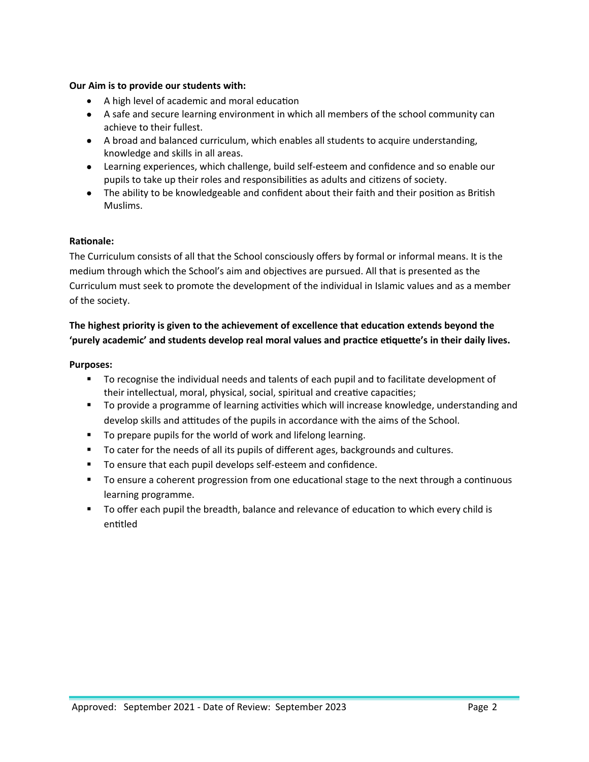**Our Aim is to provide our students with:**

- A high level of academic and moral education
- A safe and secure learning environment in which all members of the school community can achieve to their fullest.
- A broad and balanced curriculum, which enables all students to acquire understanding, knowledge and skills in all areas.
- Learning experiences, which challenge, build self-esteem and confidence and so enable our pupils to take up their roles and responsibilities as adults and citizens of society.
- The ability to be knowledgeable and confident about their faith and their position as British Muslims.

**Rationale:**

The Curriculum consists of all that the School consciously offers by formal or informal means. It is the medium through which the School's aim and objectives are pursued. All that is presented as the Curriculum must seek to promote the development of the individual in Islamic values and as a member of the society.

**The highest priority is given to the achievement of excellence that education extends beyond the 'purely academic' and students develop real moral values and practice etiquette's in their daily lives.**

**Purposes:**

- To recognise the individual needs and talents of each pupil and to facilitate development of their intellectual, moral, physical, social, spiritual and creative capacities;
- To provide a programme of learning activities which will increase knowledge, understanding and develop skills and attitudes of the pupils in accordance with the aims of the School.
- To prepare pupils for the world of work and lifelong learning.
- To cater for the needs of all its pupils of different ages, backgrounds and cultures.
- To ensure that each pupil develops self-esteem and confidence.
- To ensure a coherent progression from one educational stage to the next through a continuous learning programme.
- To offer each pupil the breadth, balance and relevance of education to which every child is entitled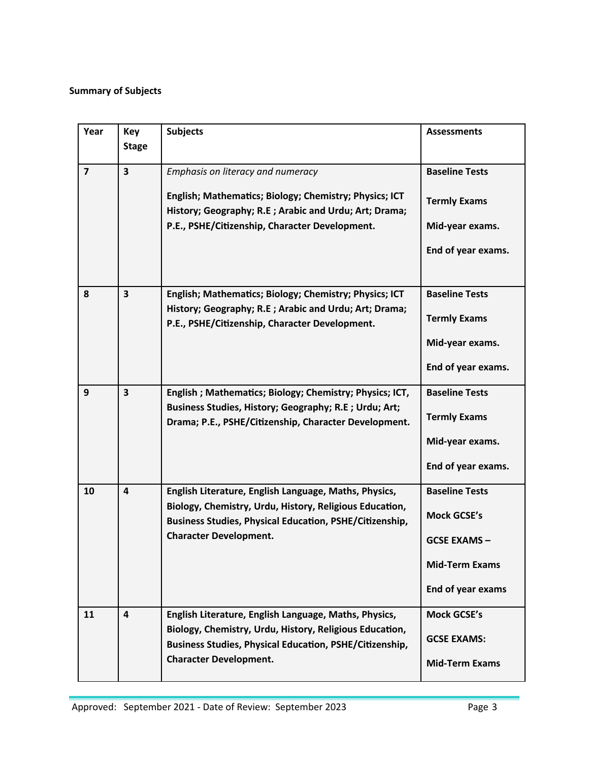**Summary of Subjects**

| Year | Key Stage | Subjects | Assessments |
|---|---|---|---|
| 7 | 3 | *Emphasis on literacy and numeracy*<br><br>**English; Mathematics; Biology; Chemistry; Physics; ICT History; Geography; R.E ; Arabic and Urdu; Art; Drama; P.E., PSHE/Citizenship, Character Development.** | **Baseline Tests**<br><br>**Termly Exams**<br><br>**Mid-year exams.**<br><br>**End of year exams.** |
| 8 | 3 | **English; Mathematics; Biology; Chemistry; Physics; ICT History; Geography; R.E ; Arabic and Urdu; Art; Drama; P.E., PSHE/Citizenship, Character Development.** | **Baseline Tests**<br><br>**Termly Exams**<br><br>**Mid-year exams.**<br><br>**End of year exams.** |
| 9 | 3 | **English ; Mathematics; Biology; Chemistry; Physics; ICT, Business Studies, History; Geography; R.E ; Urdu; Art; Drama; P.E., PSHE/Citizenship, Character Development.** | **Baseline Tests**<br><br>**Termly Exams**<br><br>**Mid-year exams.**<br><br>**End of year exams.** |
| 10 | 4 | **English Literature, English Language, Maths, Physics, Biology, Chemistry, Urdu, History, Religious Education, Business Studies, Physical Education, PSHE/Citizenship, Character Development.** | **Baseline Tests**<br><br>**Mock GCSE's**<br><br>**GCSE EXAMS –**<br><br>**Mid-Term Exams**<br><br>**End of year exams** |
| 11 | 4 | **English Literature, English Language, Maths, Physics, Biology, Chemistry, Urdu, History, Religious Education, Business Studies, Physical Education, PSHE/Citizenship, Character Development.** | **Mock GCSE's**<br><br>**GCSE EXAMS:**<br><br>**Mid-Term Exams** |

Approved: September 2021 - Date of Review: September 2023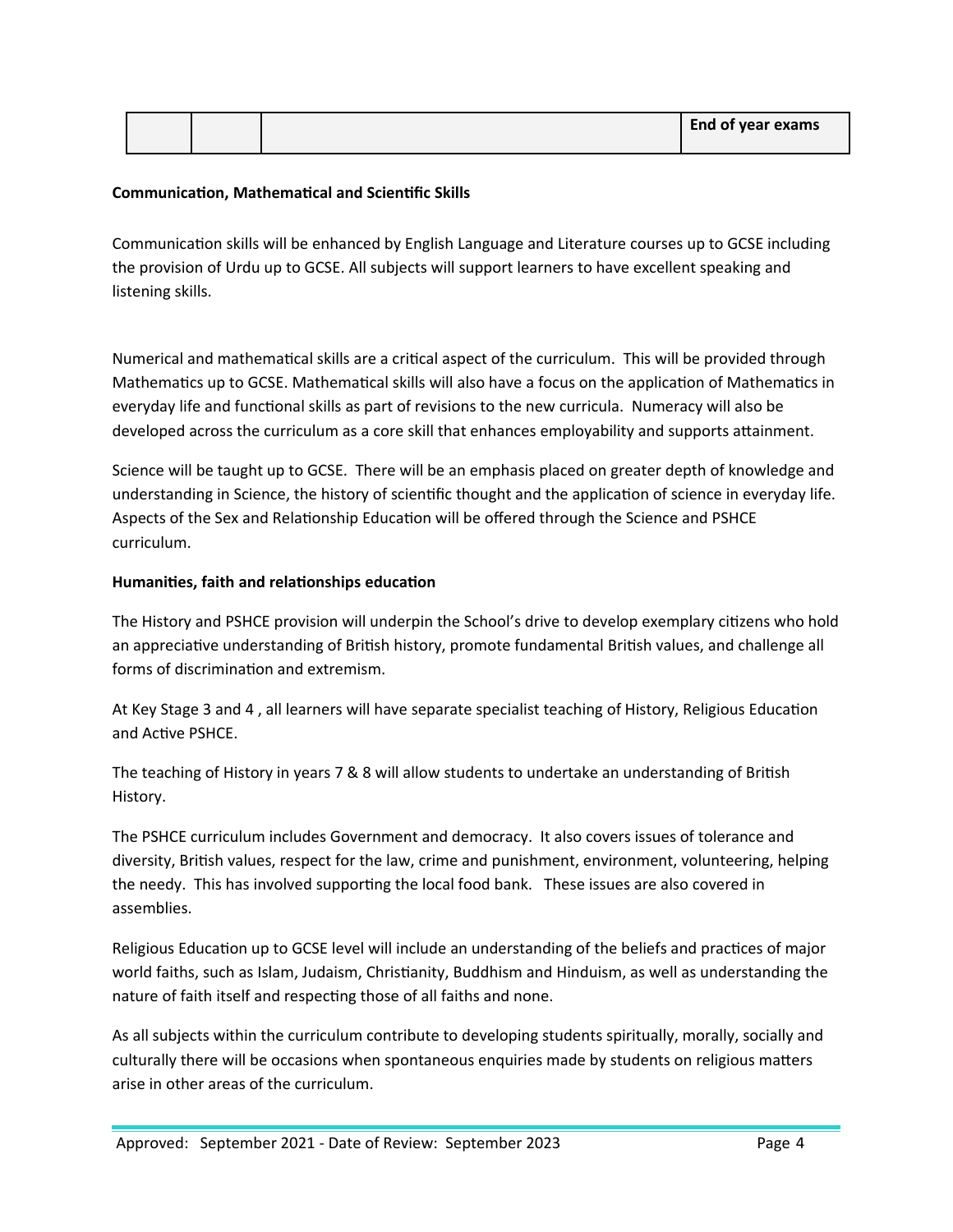|  |  |  | End of year exams |
|---|---|---|---|

**Communication, Mathematical and Scientific Skills**

Communication skills will be enhanced by English Language and Literature courses up to GCSE including the provision of Urdu up to GCSE. All subjects will support learners to have excellent speaking and listening skills.

Numerical and mathematical skills are a critical aspect of the curriculum. This will be provided through Mathematics up to GCSE. Mathematical skills will also have a focus on the application of Mathematics in everyday life and functional skills as part of revisions to the new curricula. Numeracy will also be developed across the curriculum as a core skill that enhances employability and supports attainment.

Science will be taught up to GCSE. There will be an emphasis placed on greater depth of knowledge and understanding in Science, the history of scientific thought and the application of science in everyday life. Aspects of the Sex and Relationship Education will be offered through the Science and PSHCE curriculum.

**Humanities, faith and relationships education**

The History and PSHCE provision will underpin the School's drive to develop exemplary citizens who hold an appreciative understanding of British history, promote fundamental British values, and challenge all forms of discrimination and extremism.

At Key Stage 3 and 4 , all learners will have separate specialist teaching of History, Religious Education and Active PSHCE.

The teaching of History in years 7 & 8 will allow students to undertake an understanding of British History.

The PSHCE curriculum includes Government and democracy. It also covers issues of tolerance and diversity, British values, respect for the law, crime and punishment, environment, volunteering, helping the needy. This has involved supporting the local food bank. These issues are also covered in assemblies.

Religious Education up to GCSE level will include an understanding of the beliefs and practices of major world faiths, such as Islam, Judaism, Christianity, Buddhism and Hinduism, as well as understanding the nature of faith itself and respecting those of all faiths and none.

As all subjects within the curriculum contribute to developing students spiritually, morally, socially and culturally there will be occasions when spontaneous enquiries made by students on religious matters arise in other areas of the curriculum.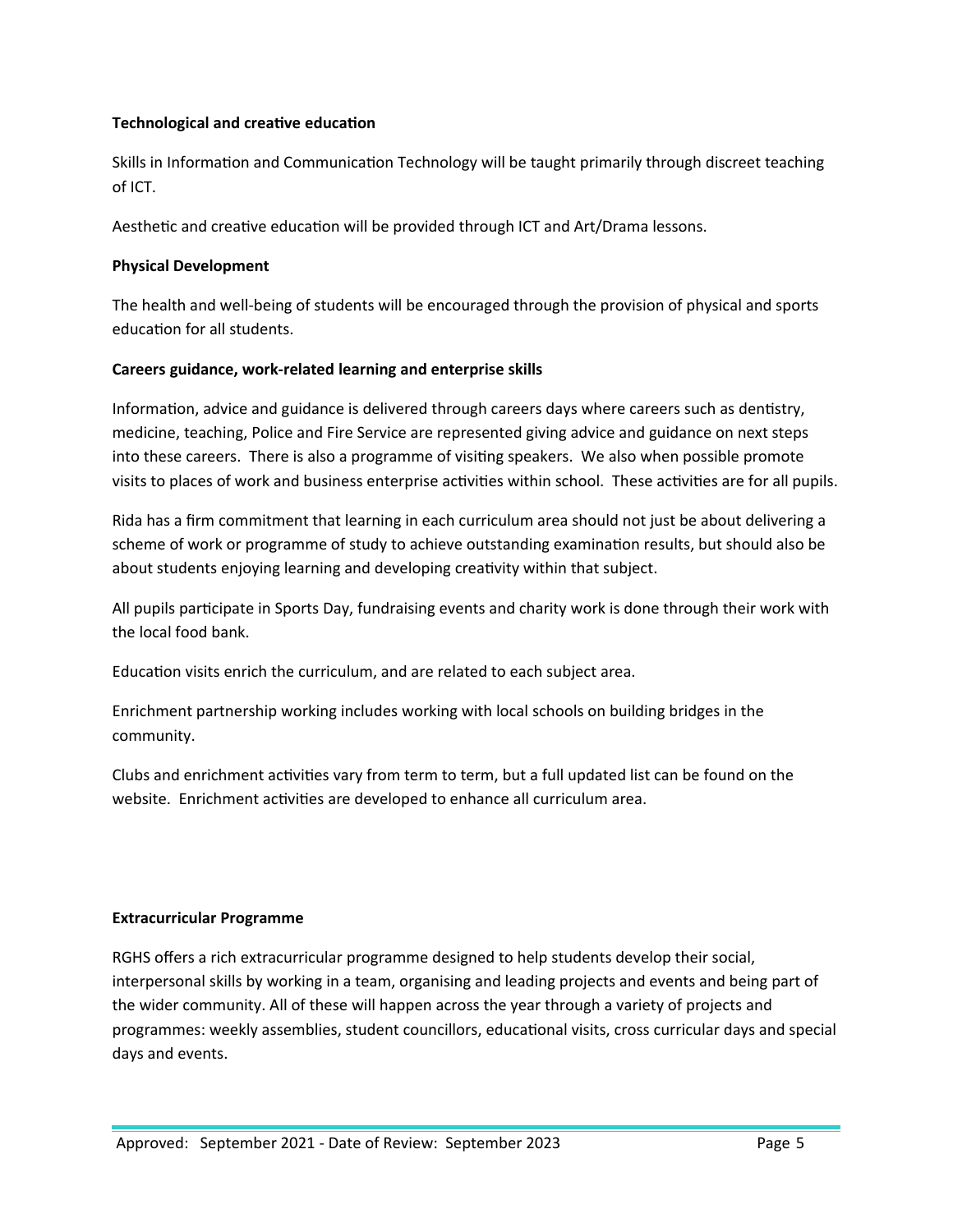**Technological and creative education**

Skills in Information and Communication Technology will be taught primarily through discreet teaching of ICT.

Aesthetic and creative education will be provided through ICT and Art/Drama lessons.

**Physical Development**

The health and well-being of students will be encouraged through the provision of physical and sports education for all students.

**Careers guidance, work-related learning and enterprise skills**

Information, advice and guidance is delivered through careers days where careers such as dentistry, medicine, teaching, Police and Fire Service are represented giving advice and guidance on next steps into these careers. There is also a programme of visiting speakers. We also when possible promote visits to places of work and business enterprise activities within school. These activities are for all pupils.

Rida has a firm commitment that learning in each curriculum area should not just be about delivering a scheme of work or programme of study to achieve outstanding examination results, but should also be about students enjoying learning and developing creativity within that subject.

All pupils participate in Sports Day, fundraising events and charity work is done through their work with the local food bank.

Education visits enrich the curriculum, and are related to each subject area.

Enrichment partnership working includes working with local schools on building bridges in the community.

Clubs and enrichment activities vary from term to term, but a full updated list can be found on the website. Enrichment activities are developed to enhance all curriculum area.

**Extracurricular Programme**

RGHS offers a rich extracurricular programme designed to help students develop their social, interpersonal skills by working in a team, organising and leading projects and events and being part of the wider community. All of these will happen across the year through a variety of projects and programmes: weekly assemblies, student councillors, educational visits, cross curricular days and special days and events.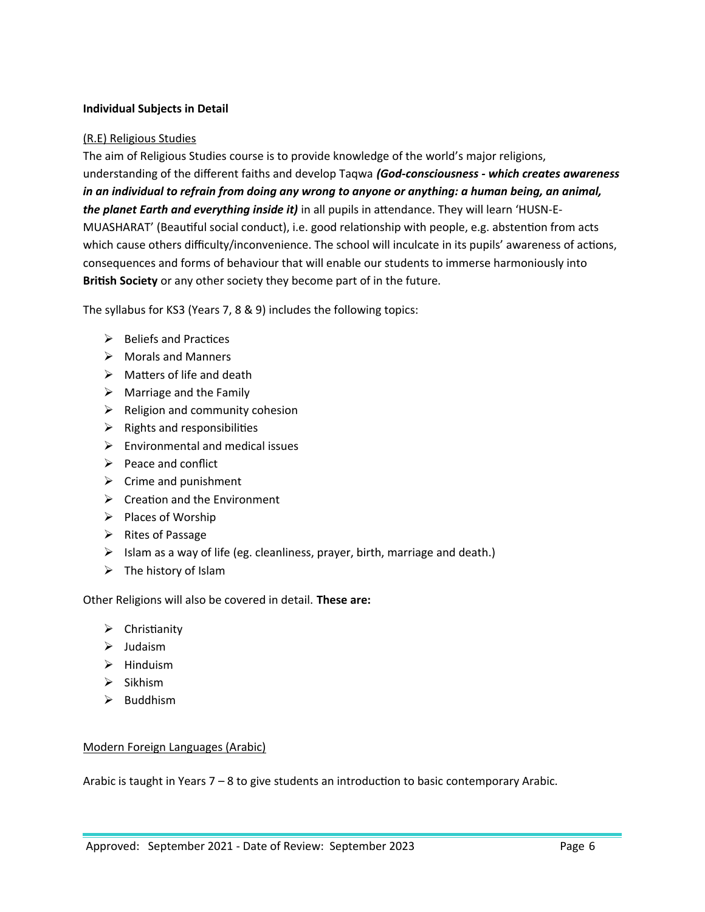**Individual Subjects in Detail**

<u>(R.E) Religious Studies</u>

The aim of Religious Studies course is to provide knowledge of the world's major religions, understanding of the different faiths and develop Taqwa ***(God-consciousness - which creates awareness in an individual to refrain from doing any wrong to anyone or anything: a human being, an animal, the planet Earth and everything inside it)*** in all pupils in attendance. They will learn 'HUSN-E-MUASHARAT' (Beautiful social conduct), i.e. good relationship with people, e.g. abstention from acts which cause others difficulty/inconvenience. The school will inculcate in its pupils' awareness of actions, consequences and forms of behaviour that will enable our students to immerse harmoniously into **British Society** or any other society they become part of in the future.

The syllabus for KS3 (Years 7, 8 & 9) includes the following topics:

- Beliefs and Practices
- Morals and Manners
- Matters of life and death
- Marriage and the Family
- Religion and community cohesion
- Rights and responsibilities
- Environmental and medical issues
- Peace and conflict
- Crime and punishment
- Creation and the Environment
- Places of Worship
- Rites of Passage
- Islam as a way of life (eg. cleanliness, prayer, birth, marriage and death.)
- The history of Islam

Other Religions will also be covered in detail. **These are:**

- Christianity
- Judaism
- Hinduism
- Sikhism
- Buddhism

<u>Modern Foreign Languages (Arabic)</u>

Arabic is taught in Years 7 – 8 to give students an introduction to basic contemporary Arabic.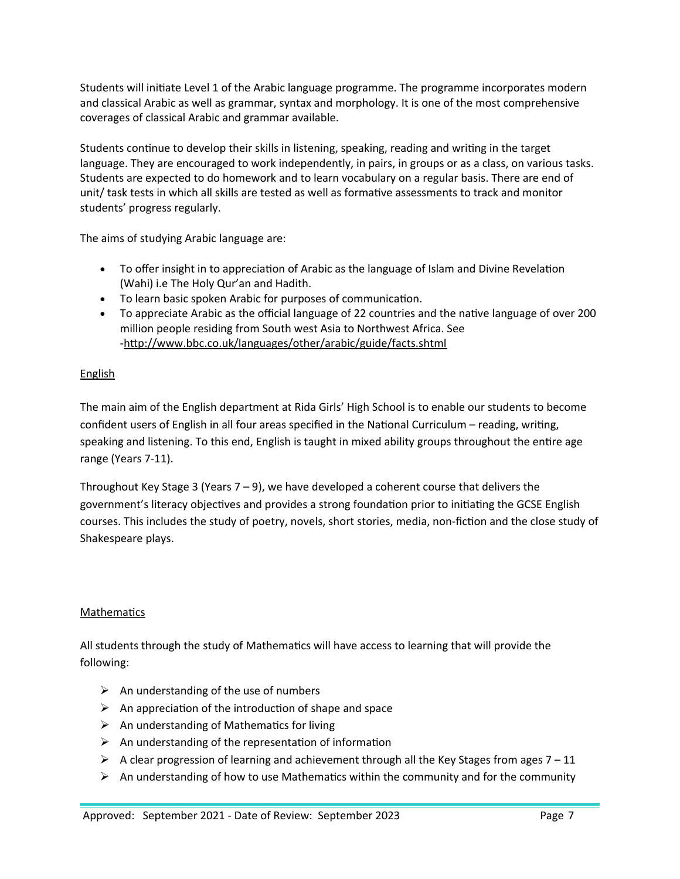Students will initiate Level 1 of the Arabic language programme. The programme incorporates modern and classical Arabic as well as grammar, syntax and morphology. It is one of the most comprehensive coverages of classical Arabic and grammar available.

Students continue to develop their skills in listening, speaking, reading and writing in the target language. They are encouraged to work independently, in pairs, in groups or as a class, on various tasks. Students are expected to do homework and to learn vocabulary on a regular basis. There are end of unit/ task tests in which all skills are tested as well as formative assessments to track and monitor students' progress regularly.

The aims of studying Arabic language are:

- To offer insight in to appreciation of Arabic as the language of Islam and Divine Revelation (Wahi) i.e The Holy Qur'an and Hadith.
- To learn basic spoken Arabic for purposes of communication.
- To appreciate Arabic as the official language of 22 countries and the native language of over 200 million people residing from South west Asia to Northwest Africa. See -http://www.bbc.co.uk/languages/other/arabic/guide/facts.shtml

## English

The main aim of the English department at Rida Girls' High School is to enable our students to become confident users of English in all four areas specified in the National Curriculum – reading, writing, speaking and listening. To this end, English is taught in mixed ability groups throughout the entire age range (Years 7-11).

Throughout Key Stage 3 (Years 7 – 9), we have developed a coherent course that delivers the government's literacy objectives and provides a strong foundation prior to initiating the GCSE English courses. This includes the study of poetry, novels, short stories, media, non-fiction and the close study of Shakespeare plays.

## Mathematics

All students through the study of Mathematics will have access to learning that will provide the following:

- An understanding of the use of numbers
- An appreciation of the introduction of shape and space
- An understanding of Mathematics for living
- An understanding of the representation of information
- A clear progression of learning and achievement through all the Key Stages from ages 7 – 11
- An understanding of how to use Mathematics within the community and for the community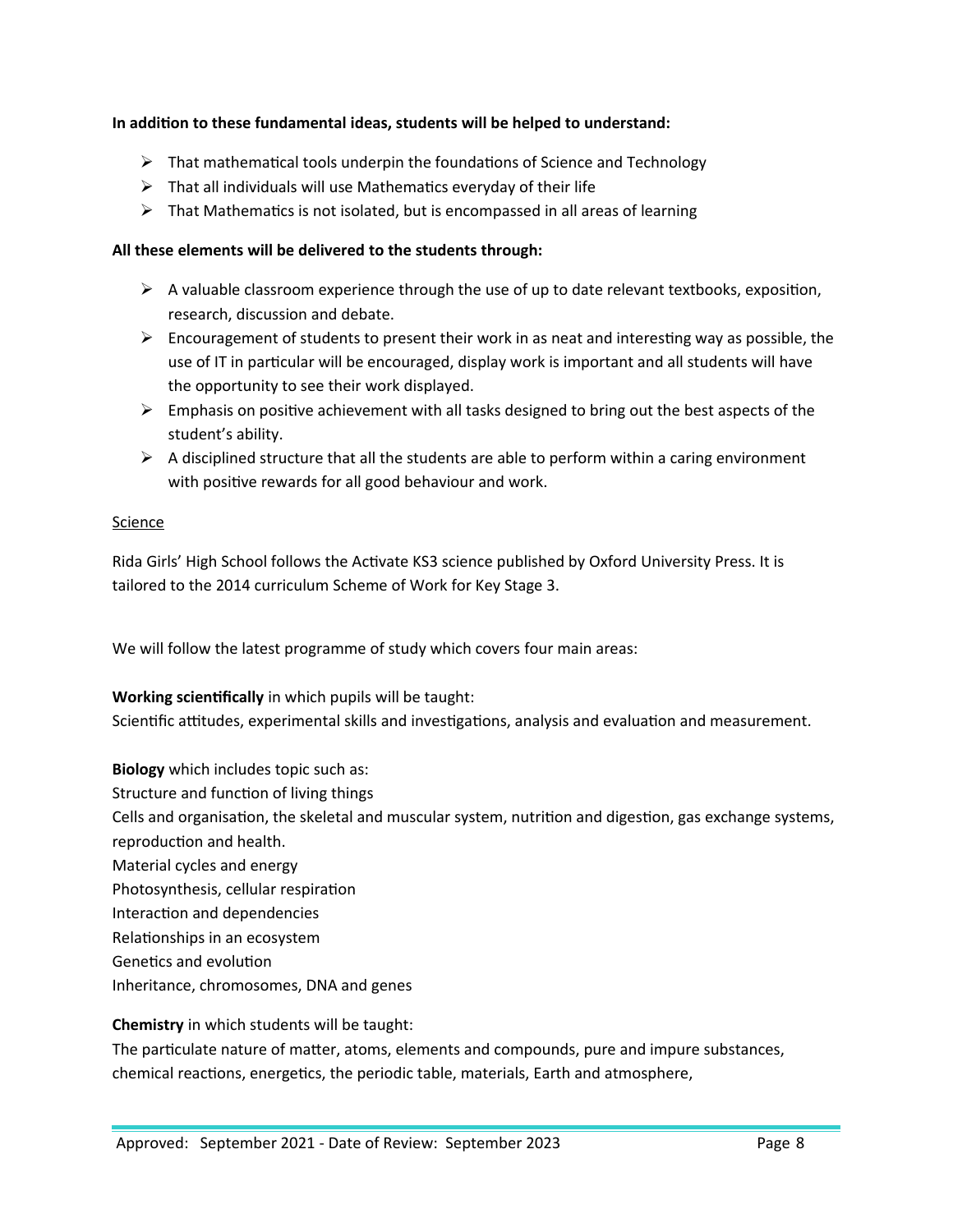**In addition to these fundamental ideas, students will be helped to understand:**

- That mathematical tools underpin the foundations of Science and Technology
- That all individuals will use Mathematics everyday of their life
- That Mathematics is not isolated, but is encompassed in all areas of learning

**All these elements will be delivered to the students through:**

- A valuable classroom experience through the use of up to date relevant textbooks, exposition, research, discussion and debate.
- Encouragement of students to present their work in as neat and interesting way as possible, the use of IT in particular will be encouraged, display work is important and all students will have the opportunity to see their work displayed.
- Emphasis on positive achievement with all tasks designed to bring out the best aspects of the student's ability.
- A disciplined structure that all the students are able to perform within a caring environment with positive rewards for all good behaviour and work.

<u>Science</u>

Rida Girls' High School follows the Activate KS3 science published by Oxford University Press. It is tailored to the 2014 curriculum Scheme of Work for Key Stage 3.

We will follow the latest programme of study which covers four main areas:

**Working scientifically** in which pupils will be taught:
Scientific attitudes, experimental skills and investigations, analysis and evaluation and measurement.

**Biology** which includes topic such as:
Structure and function of living things
Cells and organisation, the skeletal and muscular system, nutrition and digestion, gas exchange systems, reproduction and health.
Material cycles and energy
Photosynthesis, cellular respiration
Interaction and dependencies
Relationships in an ecosystem
Genetics and evolution
Inheritance, chromosomes, DNA and genes

**Chemistry** in which students will be taught:
The particulate nature of matter, atoms, elements and compounds, pure and impure substances, chemical reactions, energetics, the periodic table, materials, Earth and atmosphere,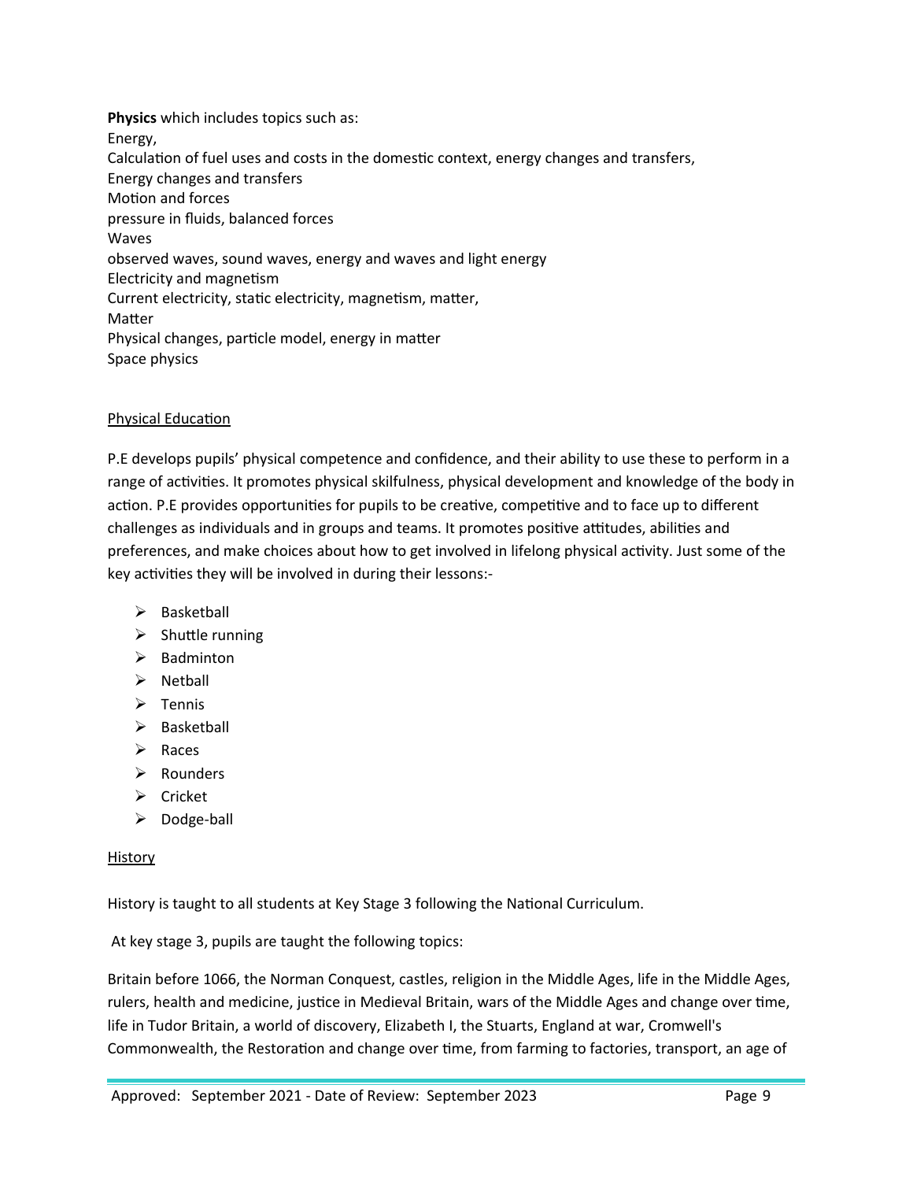**Physics** which includes topics such as:
Energy,
Calculation of fuel uses and costs in the domestic context, energy changes and transfers,
Energy changes and transfers
Motion and forces
pressure in fluids, balanced forces
Waves
observed waves, sound waves, energy and waves and light energy
Electricity and magnetism
Current electricity, static electricity, magnetism, matter,
Matter
Physical changes, particle model, energy in matter
Space physics

## Physical Education

P.E develops pupils' physical competence and confidence, and their ability to use these to perform in a range of activities. It promotes physical skilfulness, physical development and knowledge of the body in action. P.E provides opportunities for pupils to be creative, competitive and to face up to different challenges as individuals and in groups and teams. It promotes positive attitudes, abilities and preferences, and make choices about how to get involved in lifelong physical activity. Just some of the key activities they will be involved in during their lessons:-

- Basketball
- Shuttle running
- Badminton
- Netball
- Tennis
- Basketball
- Races
- Rounders
- Cricket
- Dodge-ball

## History

History is taught to all students at Key Stage 3 following the National Curriculum.

At key stage 3, pupils are taught the following topics:

Britain before 1066, the Norman Conquest, castles, religion in the Middle Ages, life in the Middle Ages, rulers, health and medicine, justice in Medieval Britain, wars of the Middle Ages and change over time, life in Tudor Britain, a world of discovery, Elizabeth I, the Stuarts, England at war, Cromwell's Commonwealth, the Restoration and change over time, from farming to factories, transport, an age of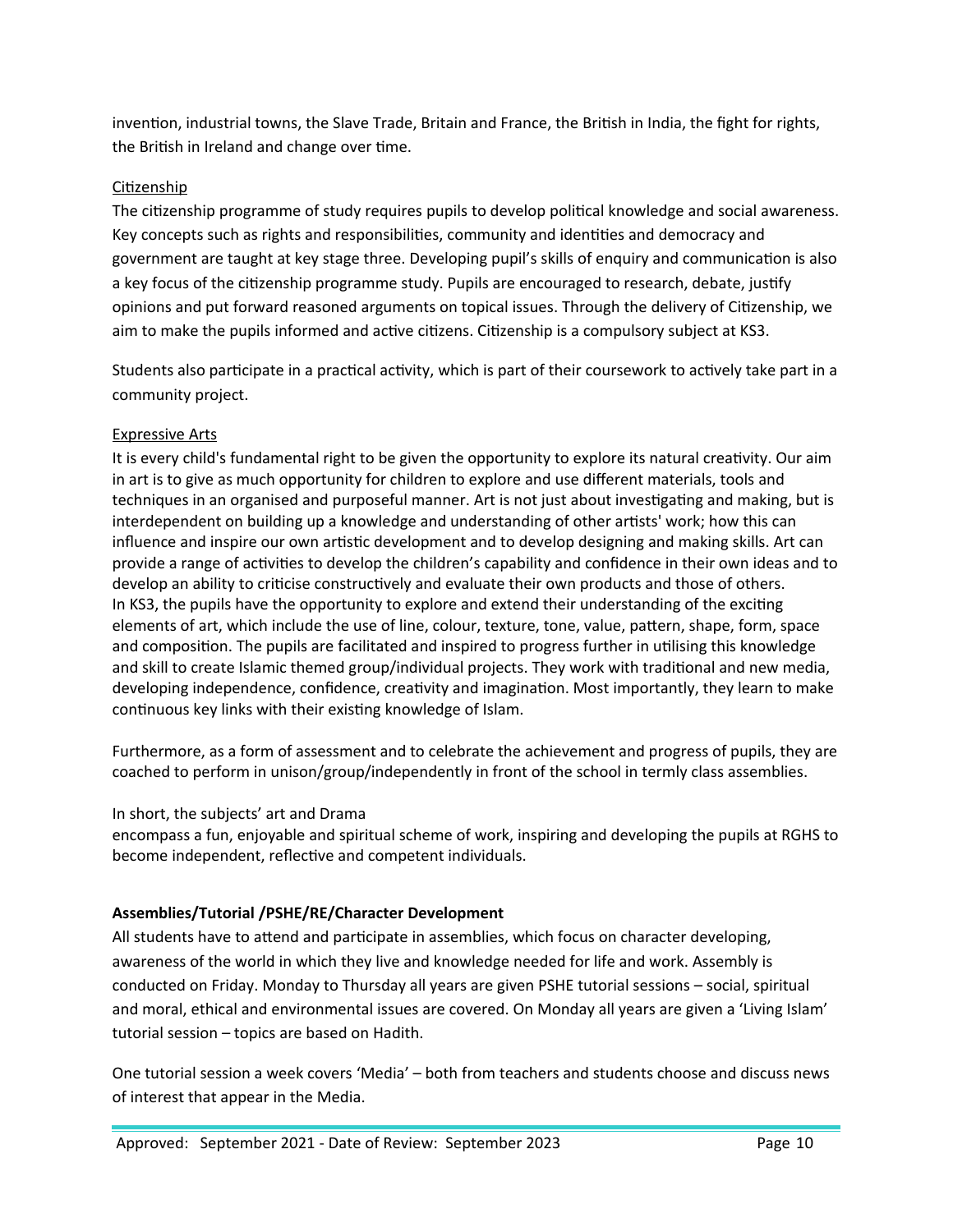invention, industrial towns, the Slave Trade, Britain and France, the British in India, the fight for rights, the British in Ireland and change over time.

Citizenship

The citizenship programme of study requires pupils to develop political knowledge and social awareness. Key concepts such as rights and responsibilities, community and identities and democracy and government are taught at key stage three. Developing pupil's skills of enquiry and communication is also a key focus of the citizenship programme study. Pupils are encouraged to research, debate, justify opinions and put forward reasoned arguments on topical issues. Through the delivery of Citizenship, we aim to make the pupils informed and active citizens. Citizenship is a compulsory subject at KS3.

Students also participate in a practical activity, which is part of their coursework to actively take part in a community project.

Expressive Arts

It is every child's fundamental right to be given the opportunity to explore its natural creativity. Our aim in art is to give as much opportunity for children to explore and use different materials, tools and techniques in an organised and purposeful manner. Art is not just about investigating and making, but is interdependent on building up a knowledge and understanding of other artists' work; how this can influence and inspire our own artistic development and to develop designing and making skills. Art can provide a range of activities to develop the children's capability and confidence in their own ideas and to develop an ability to criticise constructively and evaluate their own products and those of others.
In KS3, the pupils have the opportunity to explore and extend their understanding of the exciting elements of art, which include the use of line, colour, texture, tone, value, pattern, shape, form, space and composition. The pupils are facilitated and inspired to progress further in utilising this knowledge and skill to create Islamic themed group/individual projects. They work with traditional and new media, developing independence, confidence, creativity and imagination. Most importantly, they learn to make continuous key links with their existing knowledge of Islam.

Furthermore, as a form of assessment and to celebrate the achievement and progress of pupils, they are coached to perform in unison/group/independently in front of the school in termly class assemblies.

In short, the subjects' art and Drama
encompass a fun, enjoyable and spiritual scheme of work, inspiring and developing the pupils at RGHS to become independent, reflective and competent individuals.

**Assemblies/Tutorial /PSHE/RE/Character Development**

All students have to attend and participate in assemblies, which focus on character developing, awareness of the world in which they live and knowledge needed for life and work. Assembly is conducted on Friday. Monday to Thursday all years are given PSHE tutorial sessions – social, spiritual and moral, ethical and environmental issues are covered. On Monday all years are given a 'Living Islam' tutorial session – topics are based on Hadith.

One tutorial session a week covers 'Media' – both from teachers and students choose and discuss news of interest that appear in the Media.

Approved: September 2021 - Date of Review: September 2023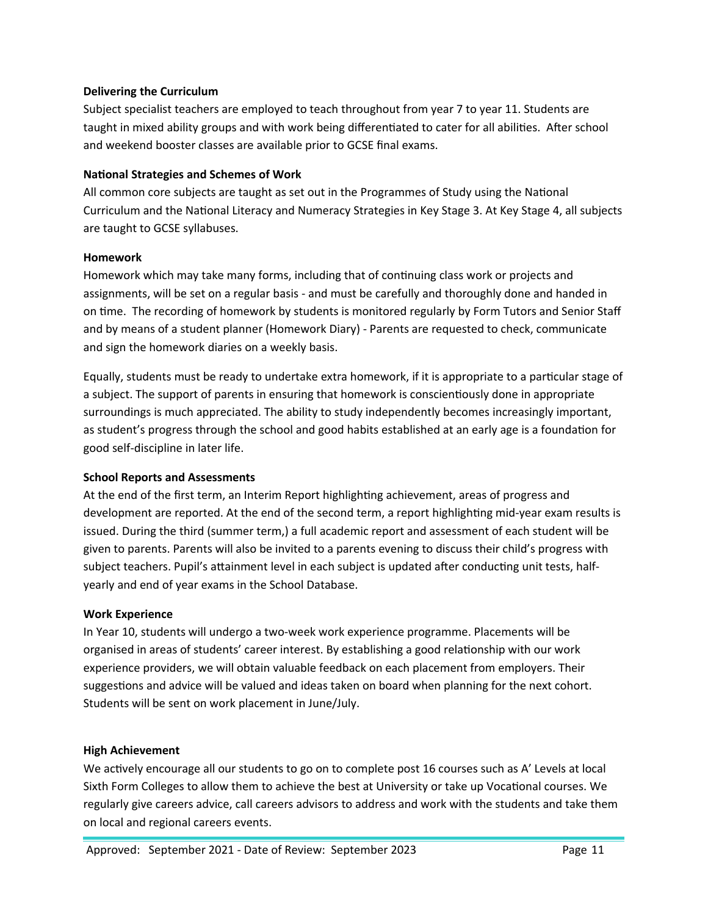**Delivering the Curriculum**

Subject specialist teachers are employed to teach throughout from year 7 to year 11. Students are taught in mixed ability groups and with work being differentiated to cater for all abilities. After school and weekend booster classes are available prior to GCSE final exams.

**National Strategies and Schemes of Work**

All common core subjects are taught as set out in the Programmes of Study using the National Curriculum and the National Literacy and Numeracy Strategies in Key Stage 3. At Key Stage 4, all subjects are taught to GCSE syllabuses.

**Homework**

Homework which may take many forms, including that of continuing class work or projects and assignments, will be set on a regular basis - and must be carefully and thoroughly done and handed in on time. The recording of homework by students is monitored regularly by Form Tutors and Senior Staff and by means of a student planner (Homework Diary) - Parents are requested to check, communicate and sign the homework diaries on a weekly basis.

Equally, students must be ready to undertake extra homework, if it is appropriate to a particular stage of a subject. The support of parents in ensuring that homework is conscientiously done in appropriate surroundings is much appreciated. The ability to study independently becomes increasingly important, as student's progress through the school and good habits established at an early age is a foundation for good self-discipline in later life.

**School Reports and Assessments**

At the end of the first term, an Interim Report highlighting achievement, areas of progress and development are reported. At the end of the second term, a report highlighting mid-year exam results is issued. During the third (summer term,) a full academic report and assessment of each student will be given to parents. Parents will also be invited to a parents evening to discuss their child's progress with subject teachers. Pupil's attainment level in each subject is updated after conducting unit tests, half-yearly and end of year exams in the School Database.

**Work Experience**

In Year 10, students will undergo a two-week work experience programme. Placements will be organised in areas of students' career interest. By establishing a good relationship with our work experience providers, we will obtain valuable feedback on each placement from employers. Their suggestions and advice will be valued and ideas taken on board when planning for the next cohort. Students will be sent on work placement in June/July.

**High Achievement**

We actively encourage all our students to go on to complete post 16 courses such as A' Levels at local Sixth Form Colleges to allow them to achieve the best at University or take up Vocational courses. We regularly give careers advice, call careers advisors to address and work with the students and take them on local and regional careers events.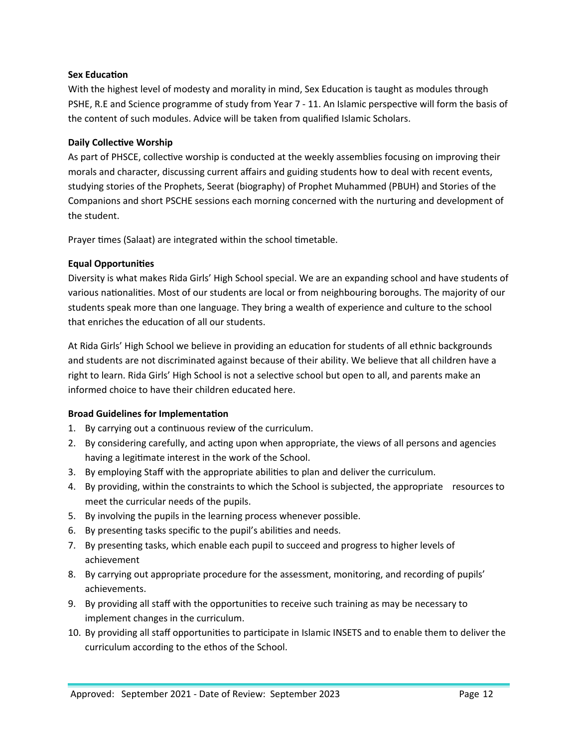**Sex Education**

With the highest level of modesty and morality in mind, Sex Education is taught as modules through PSHE, R.E and Science programme of study from Year 7 - 11. An Islamic perspective will form the basis of the content of such modules. Advice will be taken from qualified Islamic Scholars.

**Daily Collective Worship**

As part of PHSCE, collective worship is conducted at the weekly assemblies focusing on improving their morals and character, discussing current affairs and guiding students how to deal with recent events, studying stories of the Prophets, Seerat (biography) of Prophet Muhammed (PBUH) and Stories of the Companions and short PSCHE sessions each morning concerned with the nurturing and development of the student.

Prayer times (Salaat) are integrated within the school timetable.

**Equal Opportunities**

Diversity is what makes Rida Girls' High School special. We are an expanding school and have students of various nationalities. Most of our students are local or from neighbouring boroughs. The majority of our students speak more than one language. They bring a wealth of experience and culture to the school that enriches the education of all our students.

At Rida Girls' High School we believe in providing an education for students of all ethnic backgrounds and students are not discriminated against because of their ability. We believe that all children have a right to learn. Rida Girls' High School is not a selective school but open to all, and parents make an informed choice to have their children educated here.

**Broad Guidelines for Implementation**

1. By carrying out a continuous review of the curriculum.
2. By considering carefully, and acting upon when appropriate, the views of all persons and agencies having a legitimate interest in the work of the School.
3. By employing Staff with the appropriate abilities to plan and deliver the curriculum.
4. By providing, within the constraints to which the School is subjected, the appropriate resources to meet the curricular needs of the pupils.
5. By involving the pupils in the learning process whenever possible.
6. By presenting tasks specific to the pupil's abilities and needs.
7. By presenting tasks, which enable each pupil to succeed and progress to higher levels of achievement
8. By carrying out appropriate procedure for the assessment, monitoring, and recording of pupils' achievements.
9. By providing all staff with the opportunities to receive such training as may be necessary to implement changes in the curriculum.
10. By providing all staff opportunities to participate in Islamic INSETS and to enable them to deliver the curriculum according to the ethos of the School.

Approved: September 2021 - Date of Review: September 2023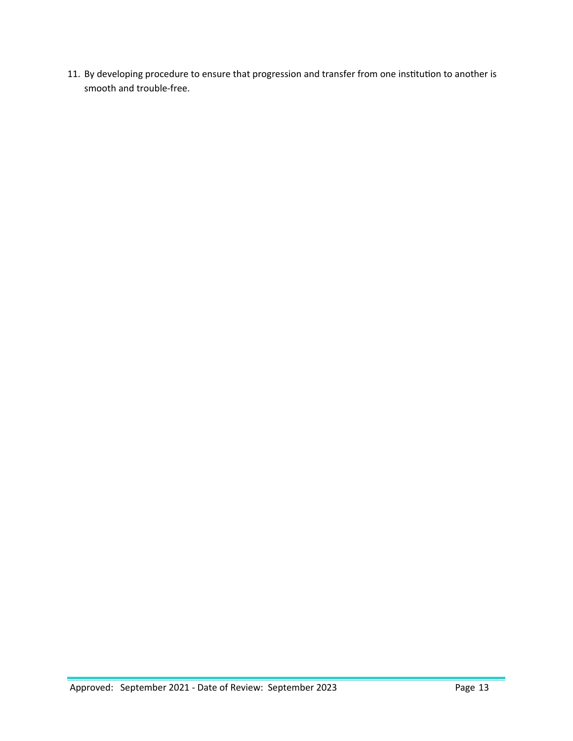11. By developing procedure to ensure that progression and transfer from one institution to another is smooth and trouble-free.